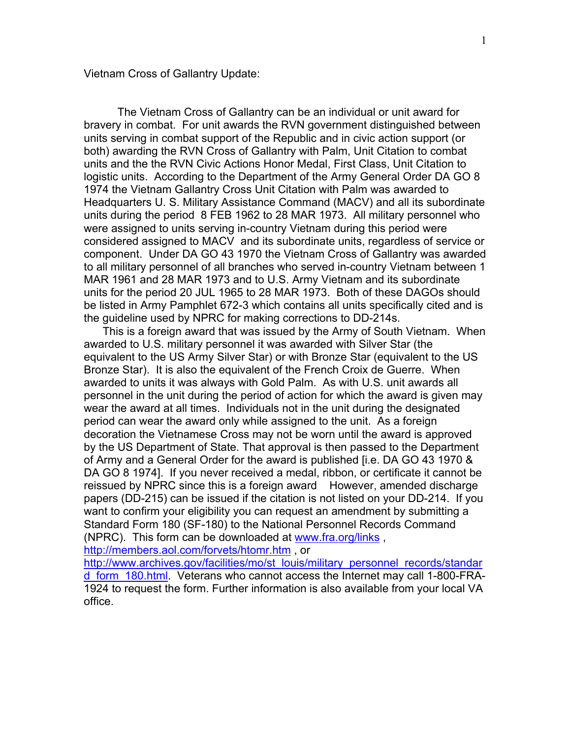Vietnam Cross of Gallantry Update:

The Vietnam Cross of Gallantry can be an individual or unit award for bravery in combat. For unit awards the RVN government distinguished between units serving in combat support of the Republic and in civic action support (or both) awarding the RVN Cross of Gallantry with Palm, Unit Citation to combat units and the the RVN Civic Actions Honor Medal, First Class, Unit Citation to logistic units. According to the Department of the Army General Order DA GO 8 1974 the Vietnam Gallantry Cross Unit Citation with Palm was awarded to Headquarters U. S. Military Assistance Command (MACV) and all its subordinate units during the period 8 FEB 1962 to 28 MAR 1973. All military personnel who were assigned to units serving in-country Vietnam during this period were considered assigned to MACV and its subordinate units, regardless of service or component. Under DA GO 43 1970 the Vietnam Cross of Gallantry was awarded to all military personnel of all branches who served in-country Vietnam between 1 MAR 1961 and 28 MAR 1973 and to U.S. Army Vietnam and its subordinate units for the period 20 JUL 1965 to 28 MAR 1973. Both of these DAGOs should be listed in Army Pamphlet 672-3 which contains all units specifically cited and is the guideline used by NPRC for making corrections to DD-214s.

This is a foreign award that was issued by the Army of South Vietnam. When awarded to U.S. military personnel it was awarded with Silver Star (the equivalent to the US Army Silver Star) or with Bronze Star (equivalent to the US Bronze Star). It is also the equivalent of the French Croix de Guerre. When awarded to units it was always with Gold Palm. As with U.S. unit awards all personnel in the unit during the period of action for which the award is given may wear the award at all times. Individuals not in the unit during the designated period can wear the award only while assigned to the unit. As a foreign decoration the Vietnamese Cross may not be worn until the award is approved by the US Department of State. That approval is then passed to the Department of Army and a General Order for the award is published [i.e. DA GO 43 1970 & DA GO 8 1974]. If you never received a medal, ribbon, or certificate it cannot be reissued by NPRC since this is a foreign award However, amended discharge papers (DD-215) can be issued if the citation is not listed on your DD-214. If you want to confirm your eligibility you can request an amendment by submitting a Standard Form 180 (SF-180) to the National Personnel Records Command (NPRC). This form can be downloaded at [www.fra.org/links](www.fra.org/links) , [http://members.aol.com/forvets/htomr.htm](http://members.aol.com/forvets/htomr.htm) , or [http://www.archives.gov/facilities/mo/st_louis/military_personnel_records/standard_form_180.html](http://www.archives.gov/facilities/mo/st_louis/military_personnel_records/standard_form_180.html). Veterans who cannot access the Internet may call 1-800-FRA-1924 to request the form. Further information is also available from your local VA office.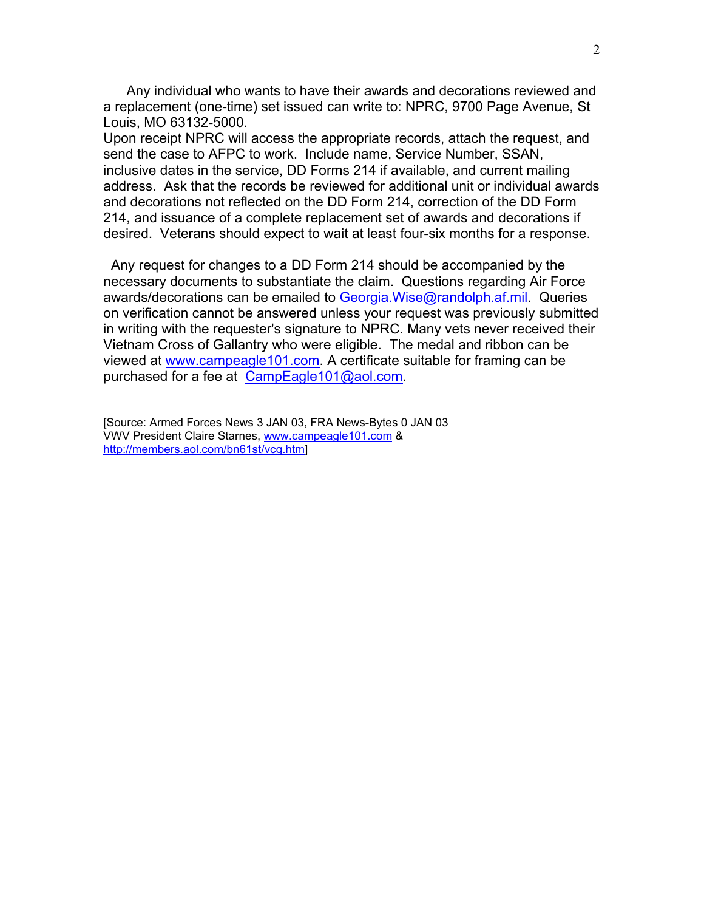Any individual who wants to have their awards and decorations reviewed and a replacement (one-time) set issued can write to: NPRC, 9700 Page Avenue, St Louis, MO 63132-5000.
Upon receipt NPRC will access the appropriate records, attach the request, and send the case to AFPC to work. Include name, Service Number, SSAN, inclusive dates in the service, DD Forms 214 if available, and current mailing address. Ask that the records be reviewed for additional unit or individual awards and decorations not reflected on the DD Form 214, correction of the DD Form 214, and issuance of a complete replacement set of awards and decorations if desired. Veterans should expect to wait at least four-six months for a response.

Any request for changes to a DD Form 214 should be accompanied by the necessary documents to substantiate the claim. Questions regarding Air Force awards/decorations can be emailed to Georgia.Wise@randolph.af.mil. Queries on verification cannot be answered unless your request was previously submitted in writing with the requester's signature to NPRC. Many vets never received their Vietnam Cross of Gallantry who were eligible. The medal and ribbon can be viewed at www.campeagle101.com. A certificate suitable for framing can be purchased for a fee at CampEagle101@aol.com.

[Source: Armed Forces News 3 JAN 03, FRA News-Bytes 0 JAN 03 VWV President Claire Starnes, www.campeagle101.com & http://members.aol.com/bn61st/vcg.htm]